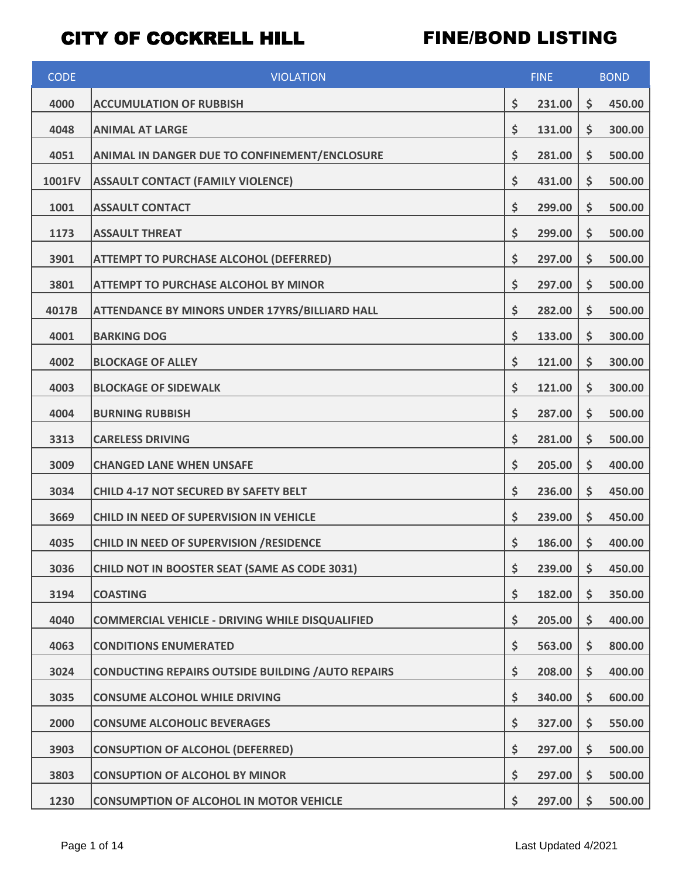# CITY OF COCKRELL HILL

# FINE/BOND LISTING

| CODE | VIOLATION | FINE | BOND |
|---|---|---|---|
| 4000 | ACCUMULATION OF RUBBISH | $ 231.00 | $ 450.00 |
| 4048 | ANIMAL AT LARGE | $ 131.00 | $ 300.00 |
| 4051 | ANIMAL IN DANGER DUE TO CONFINEMENT/ENCLOSURE | $ 281.00 | $ 500.00 |
| 1001FV | ASSAULT CONTACT (FAMILY VIOLENCE) | $ 431.00 | $ 500.00 |
| 1001 | ASSAULT CONTACT | $ 299.00 | $ 500.00 |
| 1173 | ASSAULT THREAT | $ 299.00 | $ 500.00 |
| 3901 | ATTEMPT TO PURCHASE ALCOHOL (DEFERRED) | $ 297.00 | $ 500.00 |
| 3801 | ATTEMPT TO PURCHASE ALCOHOL BY MINOR | $ 297.00 | $ 500.00 |
| 4017B | ATTENDANCE BY MINORS UNDER 17YRS/BILLIARD HALL | $ 282.00 | $ 500.00 |
| 4001 | BARKING DOG | $ 133.00 | $ 300.00 |
| 4002 | BLOCKAGE OF ALLEY | $ 121.00 | $ 300.00 |
| 4003 | BLOCKAGE OF SIDEWALK | $ 121.00 | $ 300.00 |
| 4004 | BURNING RUBBISH | $ 287.00 | $ 500.00 |
| 3313 | CARELESS DRIVING | $ 281.00 | $ 500.00 |
| 3009 | CHANGED LANE WHEN UNSAFE | $ 205.00 | $ 400.00 |
| 3034 | CHILD 4-17 NOT SECURED BY SAFETY BELT | $ 236.00 | $ 450.00 |
| 3669 | CHILD IN NEED OF SUPERVISION IN VEHICLE | $ 239.00 | $ 450.00 |
| 4035 | CHILD IN NEED OF SUPERVISION /RESIDENCE | $ 186.00 | $ 400.00 |
| 3036 | CHILD NOT IN BOOSTER SEAT (SAME AS CODE 3031) | $ 239.00 | $ 450.00 |
| 3194 | COASTING | $ 182.00 | $ 350.00 |
| 4040 | COMMERCIAL VEHICLE - DRIVING WHILE DISQUALIFIED | $ 205.00 | $ 400.00 |
| 4063 | CONDITIONS ENUMERATED | $ 563.00 | $ 800.00 |
| 3024 | CONDUCTING REPAIRS OUTSIDE BUILDING /AUTO REPAIRS | $ 208.00 | $ 400.00 |
| 3035 | CONSUME ALCOHOL WHILE DRIVING | $ 340.00 | $ 600.00 |
| 2000 | CONSUME ALCOHOLIC BEVERAGES | $ 327.00 | $ 550.00 |
| 3903 | CONSUPTION OF ALCOHOL (DEFERRED) | $ 297.00 | $ 500.00 |
| 3803 | CONSUPTION OF ALCOHOL BY MINOR | $ 297.00 | $ 500.00 |
| 1230 | CONSUMPTION OF ALCOHOL IN MOTOR VEHICLE | $ 297.00 | $ 500.00 |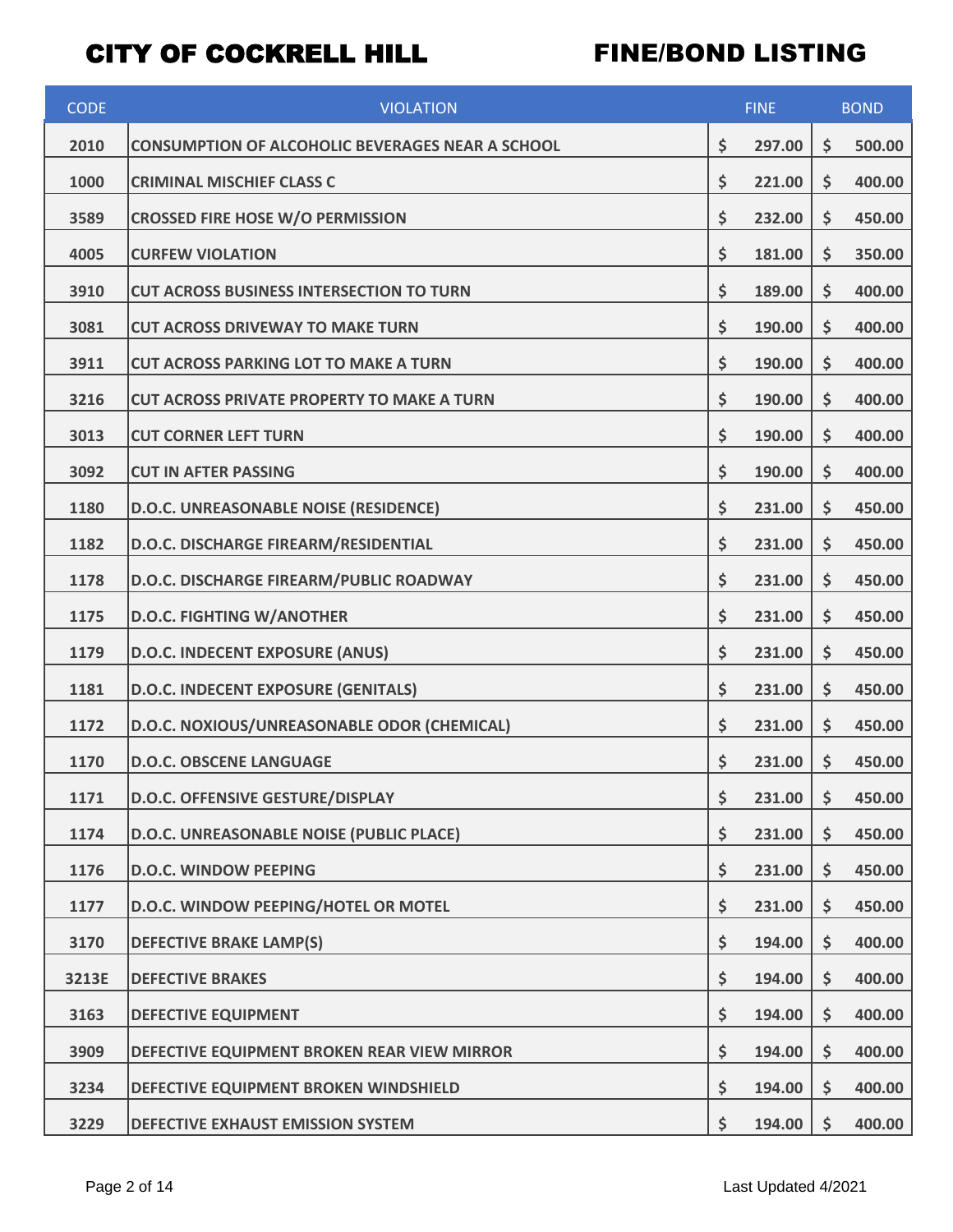# CITY OF COCKRELL HILL — FINE/BOND LISTING

| CODE | VIOLATION | FINE | BOND |
|---|---|---|---|
| 2010 | CONSUMPTION OF ALCOHOLIC BEVERAGES NEAR A SCHOOL | $ 297.00 | $ 500.00 |
| 1000 | CRIMINAL MISCHIEF CLASS C | $ 221.00 | $ 400.00 |
| 3589 | CROSSED FIRE HOSE W/O PERMISSION | $ 232.00 | $ 450.00 |
| 4005 | CURFEW VIOLATION | $ 181.00 | $ 350.00 |
| 3910 | CUT ACROSS BUSINESS INTERSECTION TO TURN | $ 189.00 | $ 400.00 |
| 3081 | CUT ACROSS DRIVEWAY TO MAKE TURN | $ 190.00 | $ 400.00 |
| 3911 | CUT ACROSS PARKING LOT TO MAKE A TURN | $ 190.00 | $ 400.00 |
| 3216 | CUT ACROSS PRIVATE PROPERTY TO MAKE A TURN | $ 190.00 | $ 400.00 |
| 3013 | CUT CORNER LEFT TURN | $ 190.00 | $ 400.00 |
| 3092 | CUT IN AFTER PASSING | $ 190.00 | $ 400.00 |
| 1180 | D.O.C. UNREASONABLE NOISE (RESIDENCE) | $ 231.00 | $ 450.00 |
| 1182 | D.O.C. DISCHARGE FIREARM/RESIDENTIAL | $ 231.00 | $ 450.00 |
| 1178 | D.O.C. DISCHARGE FIREARM/PUBLIC ROADWAY | $ 231.00 | $ 450.00 |
| 1175 | D.O.C. FIGHTING W/ANOTHER | $ 231.00 | $ 450.00 |
| 1179 | D.O.C. INDECENT EXPOSURE (ANUS) | $ 231.00 | $ 450.00 |
| 1181 | D.O.C. INDECENT EXPOSURE (GENITALS) | $ 231.00 | $ 450.00 |
| 1172 | D.O.C. NOXIOUS/UNREASONABLE ODOR (CHEMICAL) | $ 231.00 | $ 450.00 |
| 1170 | D.O.C. OBSCENE LANGUAGE | $ 231.00 | $ 450.00 |
| 1171 | D.O.C. OFFENSIVE GESTURE/DISPLAY | $ 231.00 | $ 450.00 |
| 1174 | D.O.C. UNREASONABLE NOISE (PUBLIC PLACE) | $ 231.00 | $ 450.00 |
| 1176 | D.O.C. WINDOW PEEPING | $ 231.00 | $ 450.00 |
| 1177 | D.O.C. WINDOW PEEPING/HOTEL OR MOTEL | $ 231.00 | $ 450.00 |
| 3170 | DEFECTIVE BRAKE LAMP(S) | $ 194.00 | $ 400.00 |
| 3213E | DEFECTIVE BRAKES | $ 194.00 | $ 400.00 |
| 3163 | DEFECTIVE EQUIPMENT | $ 194.00 | $ 400.00 |
| 3909 | DEFECTIVE EQUIPMENT BROKEN REAR VIEW MIRROR | $ 194.00 | $ 400.00 |
| 3234 | DEFECTIVE EQUIPMENT BROKEN WINDSHIELD | $ 194.00 | $ 400.00 |
| 3229 | DEFECTIVE EXHAUST EMISSION SYSTEM | $ 194.00 | $ 400.00 |

Last Updated 4/2021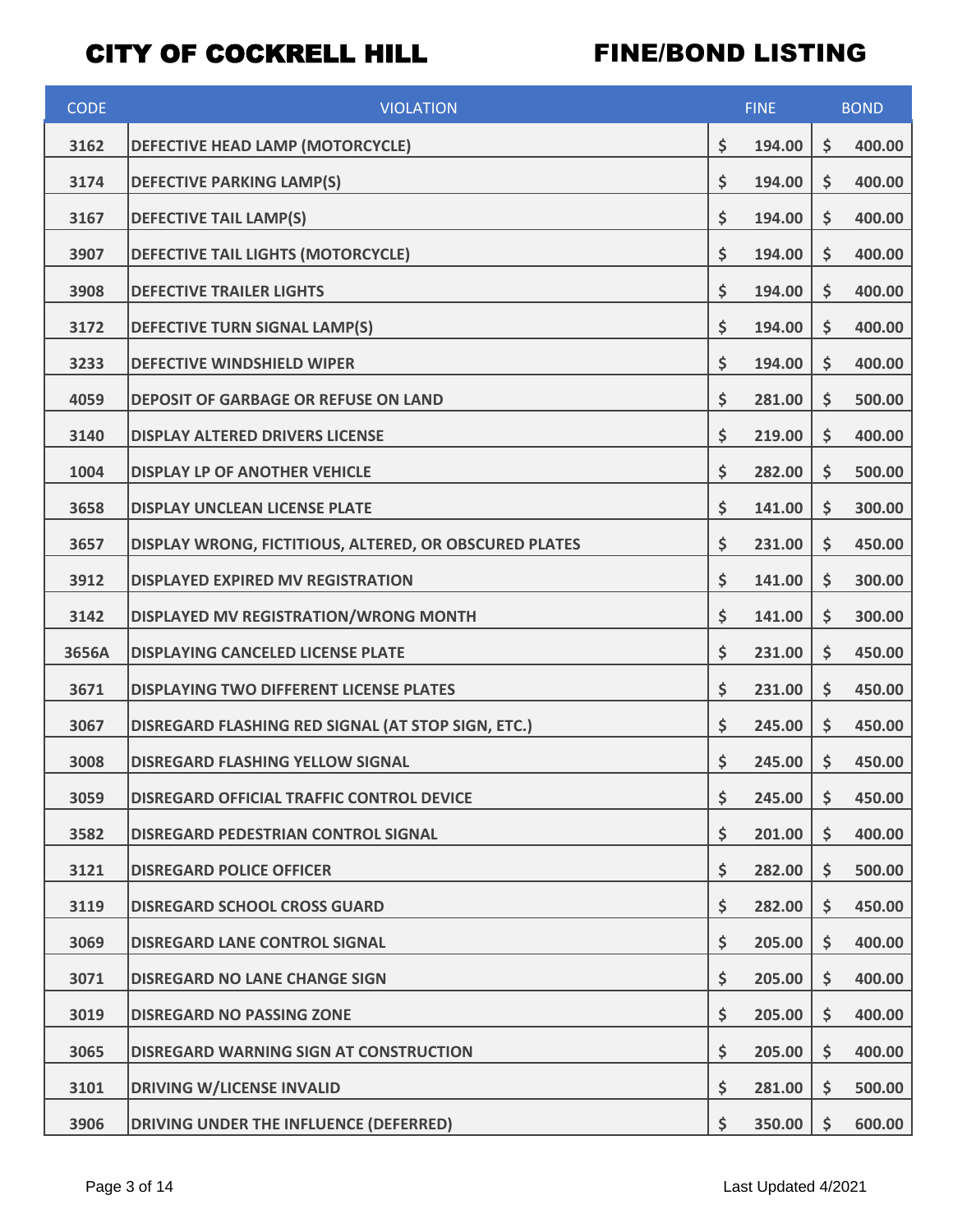# CITY OF COCKRELL HILL

# FINE/BOND LISTING

| CODE | VIOLATION | FINE | BOND |
|---|---|---|---|
| 3162 | DEFECTIVE HEAD LAMP (MOTORCYCLE) | $ 194.00 | $ 400.00 |
| 3174 | DEFECTIVE PARKING LAMP(S) | $ 194.00 | $ 400.00 |
| 3167 | DEFECTIVE TAIL LAMP(S) | $ 194.00 | $ 400.00 |
| 3907 | DEFECTIVE TAIL LIGHTS (MOTORCYCLE) | $ 194.00 | $ 400.00 |
| 3908 | DEFECTIVE TRAILER LIGHTS | $ 194.00 | $ 400.00 |
| 3172 | DEFECTIVE TURN SIGNAL LAMP(S) | $ 194.00 | $ 400.00 |
| 3233 | DEFECTIVE WINDSHIELD WIPER | $ 194.00 | $ 400.00 |
| 4059 | DEPOSIT OF GARBAGE OR REFUSE ON LAND | $ 281.00 | $ 500.00 |
| 3140 | DISPLAY ALTERED DRIVERS LICENSE | $ 219.00 | $ 400.00 |
| 1004 | DISPLAY LP OF ANOTHER VEHICLE | $ 282.00 | $ 500.00 |
| 3658 | DISPLAY UNCLEAN LICENSE PLATE | $ 141.00 | $ 300.00 |
| 3657 | DISPLAY WRONG, FICTITIOUS, ALTERED, OR OBSCURED PLATES | $ 231.00 | $ 450.00 |
| 3912 | DISPLAYED EXPIRED MV REGISTRATION | $ 141.00 | $ 300.00 |
| 3142 | DISPLAYED MV REGISTRATION/WRONG MONTH | $ 141.00 | $ 300.00 |
| 3656A | DISPLAYING CANCELED LICENSE PLATE | $ 231.00 | $ 450.00 |
| 3671 | DISPLAYING TWO DIFFERENT LICENSE PLATES | $ 231.00 | $ 450.00 |
| 3067 | DISREGARD FLASHING RED SIGNAL (AT STOP SIGN, ETC.) | $ 245.00 | $ 450.00 |
| 3008 | DISREGARD FLASHING YELLOW SIGNAL | $ 245.00 | $ 450.00 |
| 3059 | DISREGARD OFFICIAL TRAFFIC CONTROL DEVICE | $ 245.00 | $ 450.00 |
| 3582 | DISREGARD PEDESTRIAN CONTROL SIGNAL | $ 201.00 | $ 400.00 |
| 3121 | DISREGARD POLICE OFFICER | $ 282.00 | $ 500.00 |
| 3119 | DISREGARD SCHOOL CROSS GUARD | $ 282.00 | $ 450.00 |
| 3069 | DISREGARD LANE CONTROL SIGNAL | $ 205.00 | $ 400.00 |
| 3071 | DISREGARD NO LANE CHANGE SIGN | $ 205.00 | $ 400.00 |
| 3019 | DISREGARD NO PASSING ZONE | $ 205.00 | $ 400.00 |
| 3065 | DISREGARD WARNING SIGN AT CONSTRUCTION | $ 205.00 | $ 400.00 |
| 3101 | DRIVING W/LICENSE INVALID | $ 281.00 | $ 500.00 |
| 3906 | DRIVING UNDER THE INFLUENCE (DEFERRED) | $ 350.00 | $ 600.00 |

Last Updated 4/2021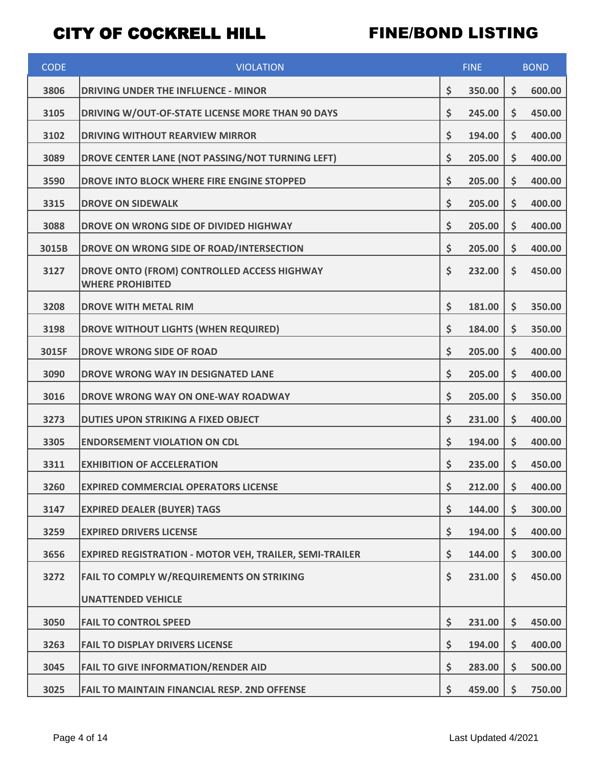# CITY OF COCKRELL HILL

# FINE/BOND LISTING

| CODE | VIOLATION | FINE | BOND |
|---|---|---|---|
| 3806 | DRIVING UNDER THE INFLUENCE - MINOR | $ 350.00 | $ 600.00 |
| 3105 | DRIVING W/OUT-OF-STATE LICENSE MORE THAN 90 DAYS | $ 245.00 | $ 450.00 |
| 3102 | DRIVING WITHOUT REARVIEW MIRROR | $ 194.00 | $ 400.00 |
| 3089 | DROVE CENTER LANE (NOT PASSING/NOT TURNING LEFT) | $ 205.00 | $ 400.00 |
| 3590 | DROVE INTO BLOCK WHERE FIRE ENGINE STOPPED | $ 205.00 | $ 400.00 |
| 3315 | DROVE ON SIDEWALK | $ 205.00 | $ 400.00 |
| 3088 | DROVE ON WRONG SIDE OF DIVIDED HIGHWAY | $ 205.00 | $ 400.00 |
| 3015B | DROVE ON WRONG SIDE OF ROAD/INTERSECTION | $ 205.00 | $ 400.00 |
| 3127 | DROVE ONTO (FROM) CONTROLLED ACCESS HIGHWAY WHERE PROHIBITED | $ 232.00 | $ 450.00 |
| 3208 | DROVE WITH METAL RIM | $ 181.00 | $ 350.00 |
| 3198 | DROVE WITHOUT LIGHTS (WHEN REQUIRED) | $ 184.00 | $ 350.00 |
| 3015F | DROVE WRONG SIDE OF ROAD | $ 205.00 | $ 400.00 |
| 3090 | DROVE WRONG WAY IN DESIGNATED LANE | $ 205.00 | $ 400.00 |
| 3016 | DROVE WRONG WAY ON ONE-WAY ROADWAY | $ 205.00 | $ 350.00 |
| 3273 | DUTIES UPON STRIKING A FIXED OBJECT | $ 231.00 | $ 400.00 |
| 3305 | ENDORSEMENT VIOLATION ON CDL | $ 194.00 | $ 400.00 |
| 3311 | EXHIBITION OF ACCELERATION | $ 235.00 | $ 450.00 |
| 3260 | EXPIRED COMMERCIAL OPERATORS LICENSE | $ 212.00 | $ 400.00 |
| 3147 | EXPIRED DEALER (BUYER) TAGS | $ 144.00 | $ 300.00 |
| 3259 | EXPIRED DRIVERS LICENSE | $ 194.00 | $ 400.00 |
| 3656 | EXPIRED REGISTRATION - MOTOR VEH, TRAILER, SEMI-TRAILER | $ 144.00 | $ 300.00 |
| 3272 | FAIL TO COMPLY W/REQUIREMENTS ON STRIKING UNATTENDED VEHICLE | $ 231.00 | $ 450.00 |
| 3050 | FAIL TO CONTROL SPEED | $ 231.00 | $ 450.00 |
| 3263 | FAIL TO DISPLAY DRIVERS LICENSE | $ 194.00 | $ 400.00 |
| 3045 | FAIL TO GIVE INFORMATION/RENDER AID | $ 283.00 | $ 500.00 |
| 3025 | FAIL TO MAINTAIN FINANCIAL RESP. 2ND OFFENSE | $ 459.00 | $ 750.00 |

Last Updated 4/2021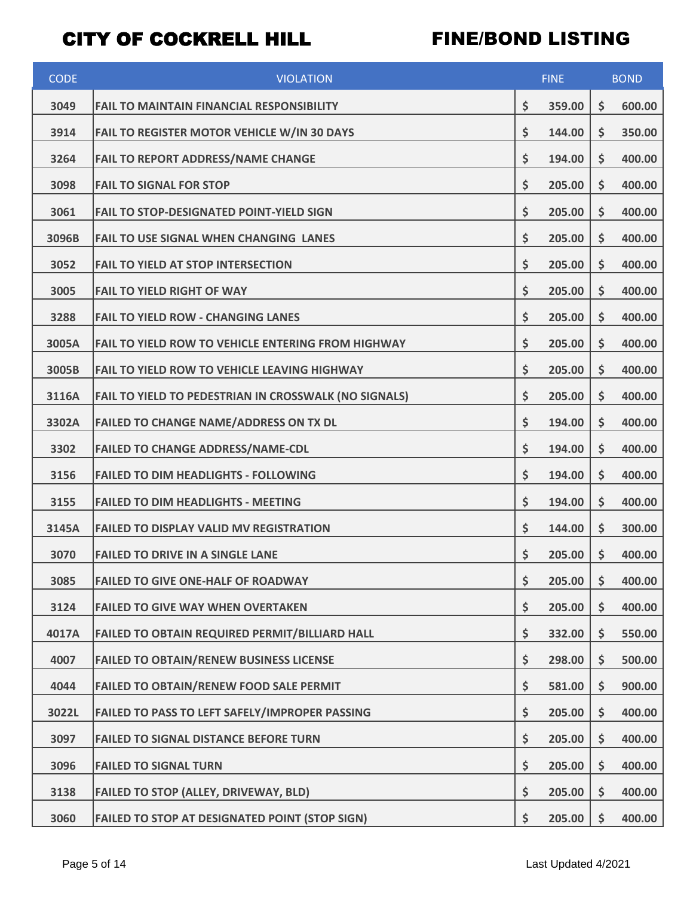# CITY OF COCKRELL HILL FINE/BOND LISTING

| CODE | VIOLATION | FINE | BOND |
|---|---|---|---|
| 3049 | FAIL TO MAINTAIN FINANCIAL RESPONSIBILITY | $ 359.00 | $ 600.00 |
| 3914 | FAIL TO REGISTER MOTOR VEHICLE W/IN 30 DAYS | $ 144.00 | $ 350.00 |
| 3264 | FAIL TO REPORT ADDRESS/NAME CHANGE | $ 194.00 | $ 400.00 |
| 3098 | FAIL TO SIGNAL FOR STOP | $ 205.00 | $ 400.00 |
| 3061 | FAIL TO STOP-DESIGNATED POINT-YIELD SIGN | $ 205.00 | $ 400.00 |
| 3096B | FAIL TO USE SIGNAL WHEN CHANGING LANES | $ 205.00 | $ 400.00 |
| 3052 | FAIL TO YIELD AT STOP INTERSECTION | $ 205.00 | $ 400.00 |
| 3005 | FAIL TO YIELD RIGHT OF WAY | $ 205.00 | $ 400.00 |
| 3288 | FAIL TO YIELD ROW - CHANGING LANES | $ 205.00 | $ 400.00 |
| 3005A | FAIL TO YIELD ROW TO VEHICLE ENTERING FROM HIGHWAY | $ 205.00 | $ 400.00 |
| 3005B | FAIL TO YIELD ROW TO VEHICLE LEAVING HIGHWAY | $ 205.00 | $ 400.00 |
| 3116A | FAIL TO YIELD TO PEDESTRIAN IN CROSSWALK (NO SIGNALS) | $ 205.00 | $ 400.00 |
| 3302A | FAILED TO CHANGE NAME/ADDRESS ON TX DL | $ 194.00 | $ 400.00 |
| 3302 | FAILED TO CHANGE ADDRESS/NAME-CDL | $ 194.00 | $ 400.00 |
| 3156 | FAILED TO DIM HEADLIGHTS - FOLLOWING | $ 194.00 | $ 400.00 |
| 3155 | FAILED TO DIM HEADLIGHTS - MEETING | $ 194.00 | $ 400.00 |
| 3145A | FAILED TO DISPLAY VALID MV REGISTRATION | $ 144.00 | $ 300.00 |
| 3070 | FAILED TO DRIVE IN A SINGLE LANE | $ 205.00 | $ 400.00 |
| 3085 | FAILED TO GIVE ONE-HALF OF ROADWAY | $ 205.00 | $ 400.00 |
| 3124 | FAILED TO GIVE WAY WHEN OVERTAKEN | $ 205.00 | $ 400.00 |
| 4017A | FAILED TO OBTAIN REQUIRED PERMIT/BILLIARD HALL | $ 332.00 | $ 550.00 |
| 4007 | FAILED TO OBTAIN/RENEW BUSINESS LICENSE | $ 298.00 | $ 500.00 |
| 4044 | FAILED TO OBTAIN/RENEW FOOD SALE PERMIT | $ 581.00 | $ 900.00 |
| 3022L | FAILED TO PASS TO LEFT SAFELY/IMPROPER PASSING | $ 205.00 | $ 400.00 |
| 3097 | FAILED TO SIGNAL DISTANCE BEFORE TURN | $ 205.00 | $ 400.00 |
| 3096 | FAILED TO SIGNAL TURN | $ 205.00 | $ 400.00 |
| 3138 | FAILED TO STOP (ALLEY, DRIVEWAY, BLD) | $ 205.00 | $ 400.00 |
| 3060 | FAILED TO STOP AT DESIGNATED POINT (STOP SIGN) | $ 205.00 | $ 400.00 |

Last Updated 4/2021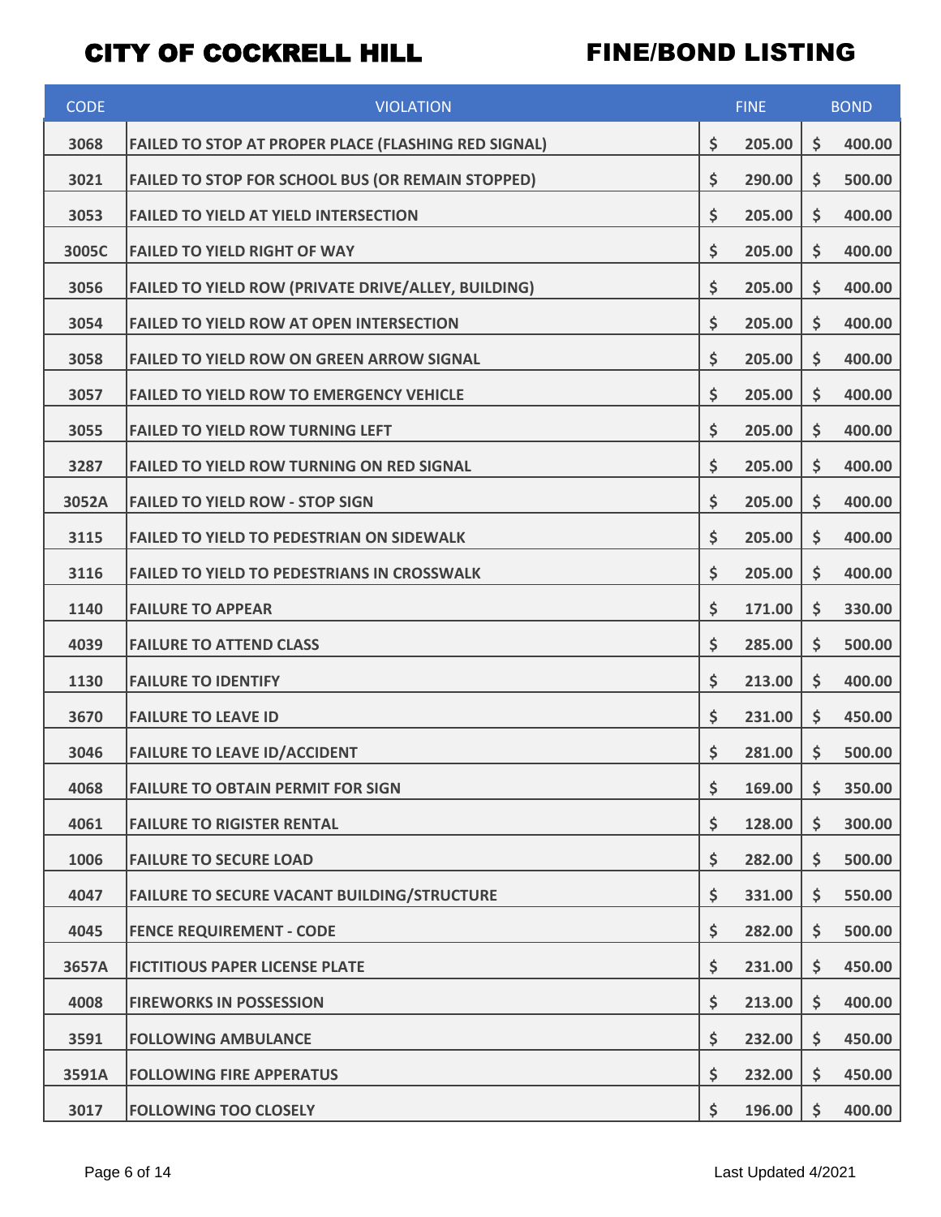# CITY OF COCKRELL HILL FINE/BOND LISTING

| CODE | VIOLATION | FINE | BOND |
|---|---|---|---|
| 3068 | FAILED TO STOP AT PROPER PLACE (FLASHING RED SIGNAL) | $ 205.00 | $ 400.00 |
| 3021 | FAILED TO STOP FOR SCHOOL BUS (OR REMAIN STOPPED) | $ 290.00 | $ 500.00 |
| 3053 | FAILED TO YIELD AT YIELD INTERSECTION | $ 205.00 | $ 400.00 |
| 3005C | FAILED TO YIELD RIGHT OF WAY | $ 205.00 | $ 400.00 |
| 3056 | FAILED TO YIELD ROW (PRIVATE DRIVE/ALLEY, BUILDING) | $ 205.00 | $ 400.00 |
| 3054 | FAILED TO YIELD ROW AT OPEN INTERSECTION | $ 205.00 | $ 400.00 |
| 3058 | FAILED TO YIELD ROW ON GREEN ARROW SIGNAL | $ 205.00 | $ 400.00 |
| 3057 | FAILED TO YIELD ROW TO EMERGENCY VEHICLE | $ 205.00 | $ 400.00 |
| 3055 | FAILED TO YIELD ROW TURNING LEFT | $ 205.00 | $ 400.00 |
| 3287 | FAILED TO YIELD ROW TURNING ON RED SIGNAL | $ 205.00 | $ 400.00 |
| 3052A | FAILED TO YIELD ROW - STOP SIGN | $ 205.00 | $ 400.00 |
| 3115 | FAILED TO YIELD TO PEDESTRIAN ON SIDEWALK | $ 205.00 | $ 400.00 |
| 3116 | FAILED TO YIELD TO PEDESTRIANS IN CROSSWALK | $ 205.00 | $ 400.00 |
| 1140 | FAILURE TO APPEAR | $ 171.00 | $ 330.00 |
| 4039 | FAILURE TO ATTEND CLASS | $ 285.00 | $ 500.00 |
| 1130 | FAILURE TO IDENTIFY | $ 213.00 | $ 400.00 |
| 3670 | FAILURE TO LEAVE ID | $ 231.00 | $ 450.00 |
| 3046 | FAILURE TO LEAVE ID/ACCIDENT | $ 281.00 | $ 500.00 |
| 4068 | FAILURE TO OBTAIN PERMIT FOR SIGN | $ 169.00 | $ 350.00 |
| 4061 | FAILURE TO RIGISTER RENTAL | $ 128.00 | $ 300.00 |
| 1006 | FAILURE TO SECURE LOAD | $ 282.00 | $ 500.00 |
| 4047 | FAILURE TO SECURE VACANT BUILDING/STRUCTURE | $ 331.00 | $ 550.00 |
| 4045 | FENCE REQUIREMENT - CODE | $ 282.00 | $ 500.00 |
| 3657A | FICTITIOUS PAPER LICENSE PLATE | $ 231.00 | $ 450.00 |
| 4008 | FIREWORKS IN POSSESSION | $ 213.00 | $ 400.00 |
| 3591 | FOLLOWING AMBULANCE | $ 232.00 | $ 450.00 |
| 3591A | FOLLOWING FIRE APPERATUS | $ 232.00 | $ 450.00 |
| 3017 | FOLLOWING TOO CLOSELY | $ 196.00 | $ 400.00 |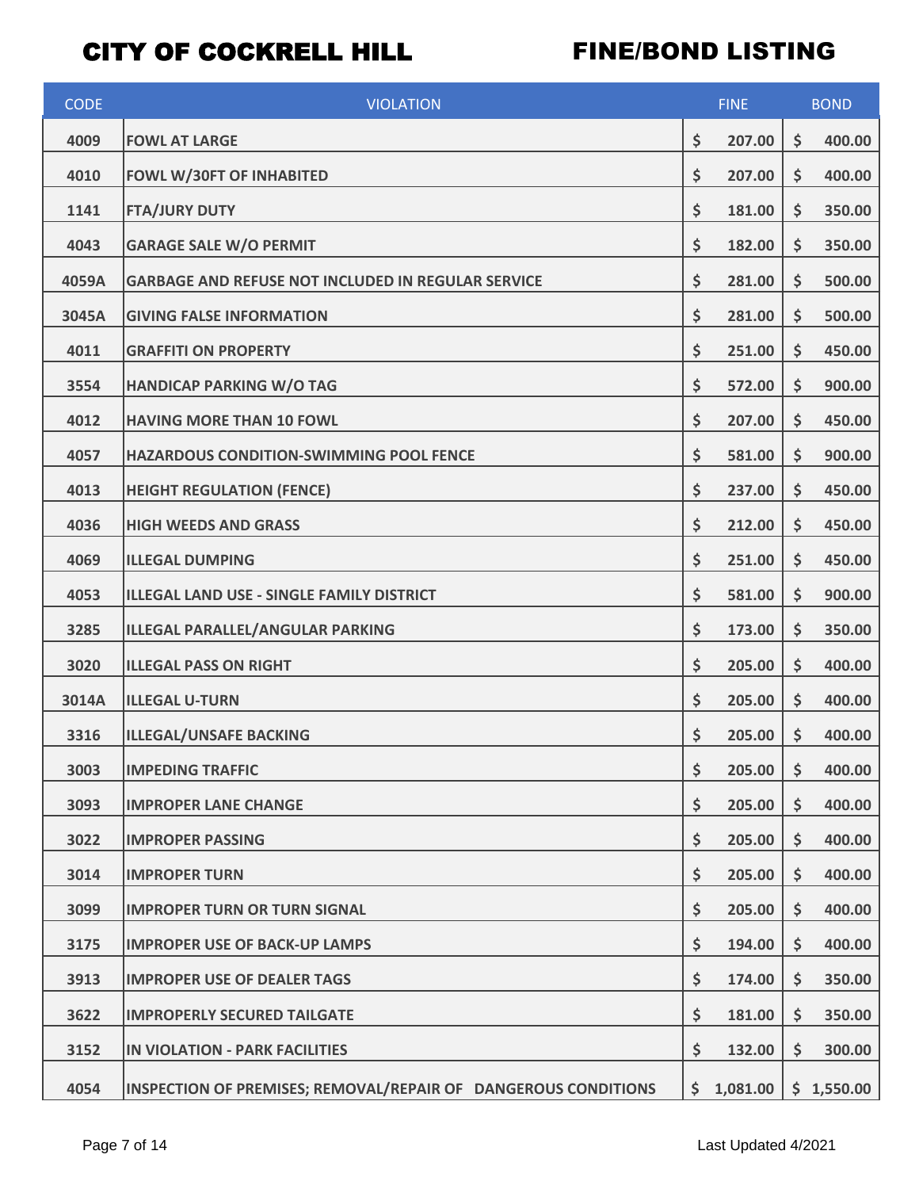# CITY OF COCKRELL HILL

## FINE/BOND LISTING

| CODE | VIOLATION | FINE | BOND |
|---|---|---|---|
| 4009 | FOWL AT LARGE | $ 207.00 | $ 400.00 |
| 4010 | FOWL W/30FT OF INHABITED | $ 207.00 | $ 400.00 |
| 1141 | FTA/JURY DUTY | $ 181.00 | $ 350.00 |
| 4043 | GARAGE SALE W/O PERMIT | $ 182.00 | $ 350.00 |
| 4059A | GARBAGE AND REFUSE NOT INCLUDED IN REGULAR SERVICE | $ 281.00 | $ 500.00 |
| 3045A | GIVING FALSE INFORMATION | $ 281.00 | $ 500.00 |
| 4011 | GRAFFITI ON PROPERTY | $ 251.00 | $ 450.00 |
| 3554 | HANDICAP PARKING W/O TAG | $ 572.00 | $ 900.00 |
| 4012 | HAVING MORE THAN 10 FOWL | $ 207.00 | $ 450.00 |
| 4057 | HAZARDOUS CONDITION-SWIMMING POOL FENCE | $ 581.00 | $ 900.00 |
| 4013 | HEIGHT REGULATION (FENCE) | $ 237.00 | $ 450.00 |
| 4036 | HIGH WEEDS AND GRASS | $ 212.00 | $ 450.00 |
| 4069 | ILLEGAL DUMPING | $ 251.00 | $ 450.00 |
| 4053 | ILLEGAL LAND USE - SINGLE FAMILY DISTRICT | $ 581.00 | $ 900.00 |
| 3285 | ILLEGAL PARALLEL/ANGULAR PARKING | $ 173.00 | $ 350.00 |
| 3020 | ILLEGAL PASS ON RIGHT | $ 205.00 | $ 400.00 |
| 3014A | ILLEGAL U-TURN | $ 205.00 | $ 400.00 |
| 3316 | ILLEGAL/UNSAFE BACKING | $ 205.00 | $ 400.00 |
| 3003 | IMPEDING TRAFFIC | $ 205.00 | $ 400.00 |
| 3093 | IMPROPER LANE CHANGE | $ 205.00 | $ 400.00 |
| 3022 | IMPROPER PASSING | $ 205.00 | $ 400.00 |
| 3014 | IMPROPER TURN | $ 205.00 | $ 400.00 |
| 3099 | IMPROPER TURN OR TURN SIGNAL | $ 205.00 | $ 400.00 |
| 3175 | IMPROPER USE OF BACK-UP LAMPS | $ 194.00 | $ 400.00 |
| 3913 | IMPROPER USE OF DEALER TAGS | $ 174.00 | $ 350.00 |
| 3622 | IMPROPERLY SECURED TAILGATE | $ 181.00 | $ 350.00 |
| 3152 | IN VIOLATION - PARK FACILITIES | $ 132.00 | $ 300.00 |
| 4054 | INSPECTION OF PREMISES; REMOVAL/REPAIR OF DANGEROUS CONDITIONS | $ 1,081.00 | $ 1,550.00 |

Last Updated 4/2021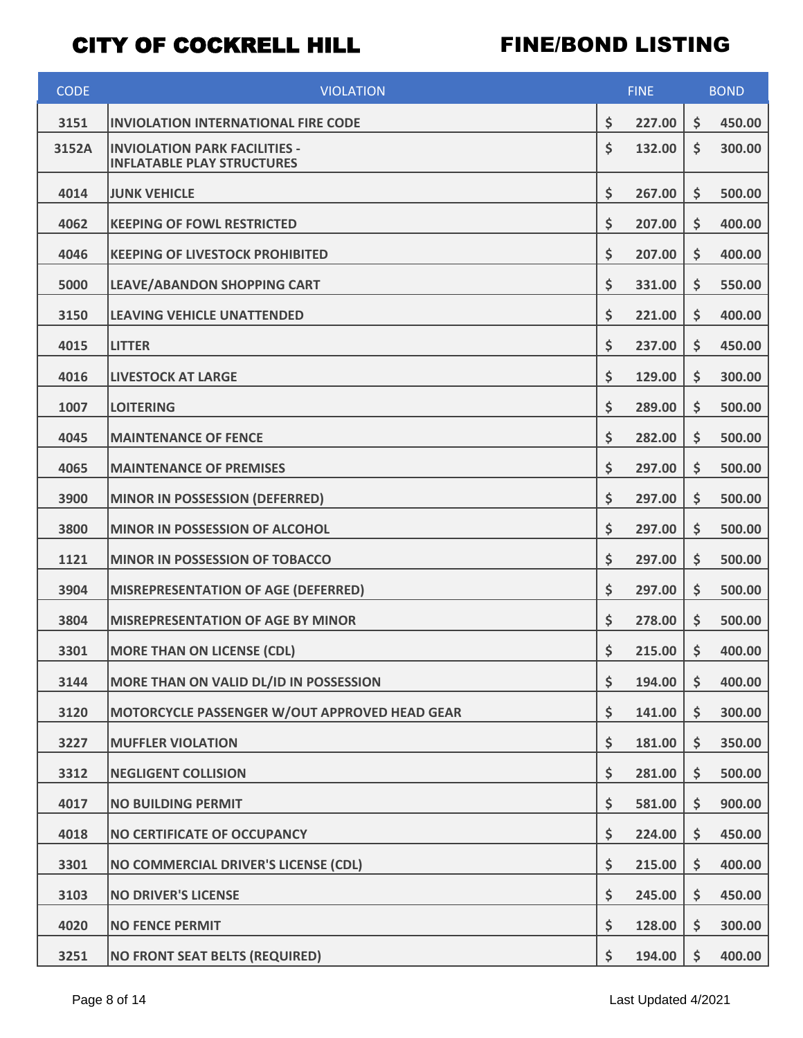# CITY OF COCKRELL HILL — FINE/BOND LISTING

| CODE | VIOLATION | FINE | BOND |
|---|---|---|---|
| 3151 | INVIOLATION INTERNATIONAL FIRE CODE | $ 227.00 | $ 450.00 |
| 3152A | INVIOLATION PARK FACILITIES - INFLATABLE PLAY STRUCTURES | $ 132.00 | $ 300.00 |
| 4014 | JUNK VEHICLE | $ 267.00 | $ 500.00 |
| 4062 | KEEPING OF FOWL RESTRICTED | $ 207.00 | $ 400.00 |
| 4046 | KEEPING OF LIVESTOCK PROHIBITED | $ 207.00 | $ 400.00 |
| 5000 | LEAVE/ABANDON SHOPPING CART | $ 331.00 | $ 550.00 |
| 3150 | LEAVING VEHICLE UNATTENDED | $ 221.00 | $ 400.00 |
| 4015 | LITTER | $ 237.00 | $ 450.00 |
| 4016 | LIVESTOCK AT LARGE | $ 129.00 | $ 300.00 |
| 1007 | LOITERING | $ 289.00 | $ 500.00 |
| 4045 | MAINTENANCE OF FENCE | $ 282.00 | $ 500.00 |
| 4065 | MAINTENANCE OF PREMISES | $ 297.00 | $ 500.00 |
| 3900 | MINOR IN POSSESSION (DEFERRED) | $ 297.00 | $ 500.00 |
| 3800 | MINOR IN POSSESSION OF ALCOHOL | $ 297.00 | $ 500.00 |
| 1121 | MINOR IN POSSESSION OF TOBACCO | $ 297.00 | $ 500.00 |
| 3904 | MISREPRESENTATION OF AGE (DEFERRED) | $ 297.00 | $ 500.00 |
| 3804 | MISREPRESENTATION OF AGE BY MINOR | $ 278.00 | $ 500.00 |
| 3301 | MORE THAN ON LICENSE (CDL) | $ 215.00 | $ 400.00 |
| 3144 | MORE THAN ON VALID DL/ID IN POSSESSION | $ 194.00 | $ 400.00 |
| 3120 | MOTORCYCLE PASSENGER W/OUT APPROVED HEAD GEAR | $ 141.00 | $ 300.00 |
| 3227 | MUFFLER VIOLATION | $ 181.00 | $ 350.00 |
| 3312 | NEGLIGENT COLLISION | $ 281.00 | $ 500.00 |
| 4017 | NO BUILDING PERMIT | $ 581.00 | $ 900.00 |
| 4018 | NO CERTIFICATE OF OCCUPANCY | $ 224.00 | $ 450.00 |
| 3301 | NO COMMERCIAL DRIVER'S LICENSE (CDL) | $ 215.00 | $ 400.00 |
| 3103 | NO DRIVER'S LICENSE | $ 245.00 | $ 450.00 |
| 4020 | NO FENCE PERMIT | $ 128.00 | $ 300.00 |
| 3251 | NO FRONT SEAT BELTS (REQUIRED) | $ 194.00 | $ 400.00 |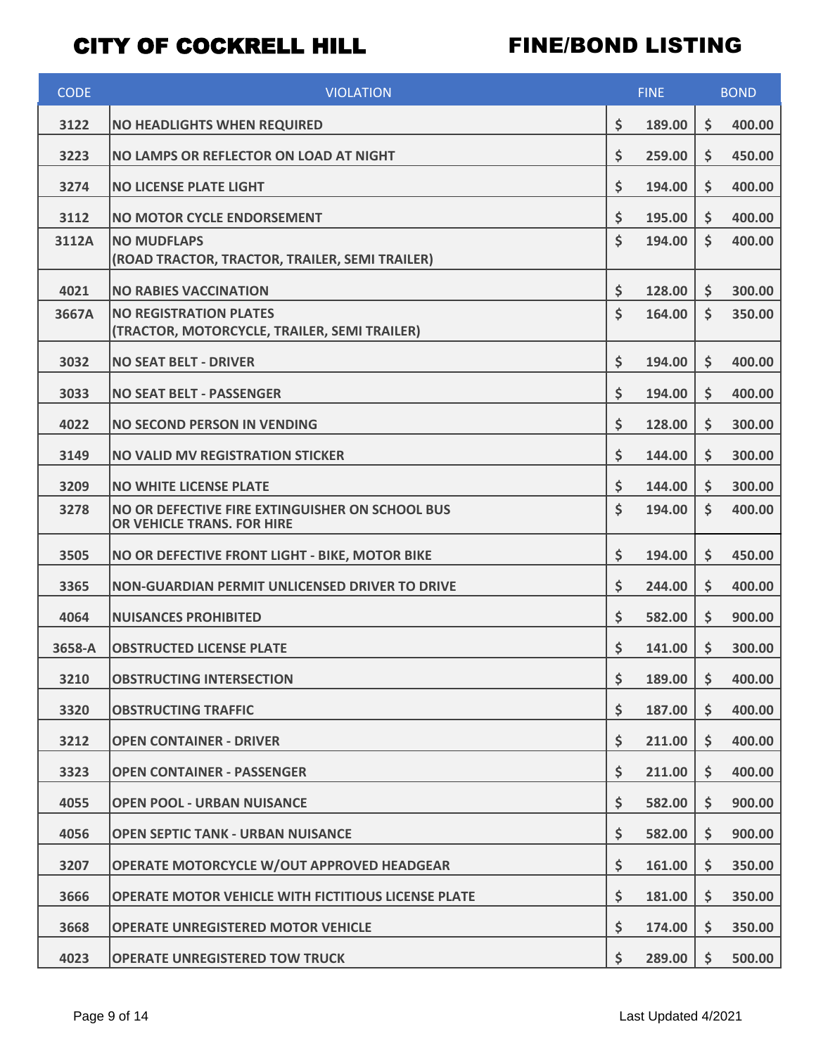# CITY OF COCKRELL HILL

# FINE/BOND LISTING

| CODE | VIOLATION | FINE | BOND |
|---|---|---|---|
| 3122 | NO HEADLIGHTS WHEN REQUIRED | $ 189.00 | $ 400.00 |
| 3223 | NO LAMPS OR REFLECTOR ON LOAD AT NIGHT | $ 259.00 | $ 450.00 |
| 3274 | NO LICENSE PLATE LIGHT | $ 194.00 | $ 400.00 |
| 3112 | NO MOTOR CYCLE ENDORSEMENT | $ 195.00 | $ 400.00 |
| 3112A | NO MUDFLAPS (ROAD TRACTOR, TRACTOR, TRAILER, SEMI TRAILER) | $ 194.00 | $ 400.00 |
| 4021 | NO RABIES VACCINATION | $ 128.00 | $ 300.00 |
| 3667A | NO REGISTRATION PLATES (TRACTOR, MOTORCYCLE, TRAILER, SEMI TRAILER) | $ 164.00 | $ 350.00 |
| 3032 | NO SEAT BELT - DRIVER | $ 194.00 | $ 400.00 |
| 3033 | NO SEAT BELT - PASSENGER | $ 194.00 | $ 400.00 |
| 4022 | NO SECOND PERSON IN VENDING | $ 128.00 | $ 300.00 |
| 3149 | NO VALID MV REGISTRATION STICKER | $ 144.00 | $ 300.00 |
| 3209 | NO WHITE LICENSE PLATE | $ 144.00 | $ 300.00 |
| 3278 | NO OR DEFECTIVE FIRE EXTINGUISHER ON SCHOOL BUS OR VEHICLE TRANS. FOR HIRE | $ 194.00 | $ 400.00 |
| 3505 | NO OR DEFECTIVE FRONT LIGHT - BIKE, MOTOR BIKE | $ 194.00 | $ 450.00 |
| 3365 | NON-GUARDIAN PERMIT UNLICENSED DRIVER TO DRIVE | $ 244.00 | $ 400.00 |
| 4064 | NUISANCES PROHIBITED | $ 582.00 | $ 900.00 |
| 3658-A | OBSTRUCTED LICENSE PLATE | $ 141.00 | $ 300.00 |
| 3210 | OBSTRUCTING INTERSECTION | $ 189.00 | $ 400.00 |
| 3320 | OBSTRUCTING TRAFFIC | $ 187.00 | $ 400.00 |
| 3212 | OPEN CONTAINER - DRIVER | $ 211.00 | $ 400.00 |
| 3323 | OPEN CONTAINER - PASSENGER | $ 211.00 | $ 400.00 |
| 4055 | OPEN POOL - URBAN NUISANCE | $ 582.00 | $ 900.00 |
| 4056 | OPEN SEPTIC TANK - URBAN NUISANCE | $ 582.00 | $ 900.00 |
| 3207 | OPERATE MOTORCYCLE W/OUT APPROVED HEADGEAR | $ 161.00 | $ 350.00 |
| 3666 | OPERATE MOTOR VEHICLE WITH FICTITIOUS LICENSE PLATE | $ 181.00 | $ 350.00 |
| 3668 | OPERATE UNREGISTERED MOTOR VEHICLE | $ 174.00 | $ 350.00 |
| 4023 | OPERATE UNREGISTERED TOW TRUCK | $ 289.00 | $ 500.00 |

Last Updated 4/2021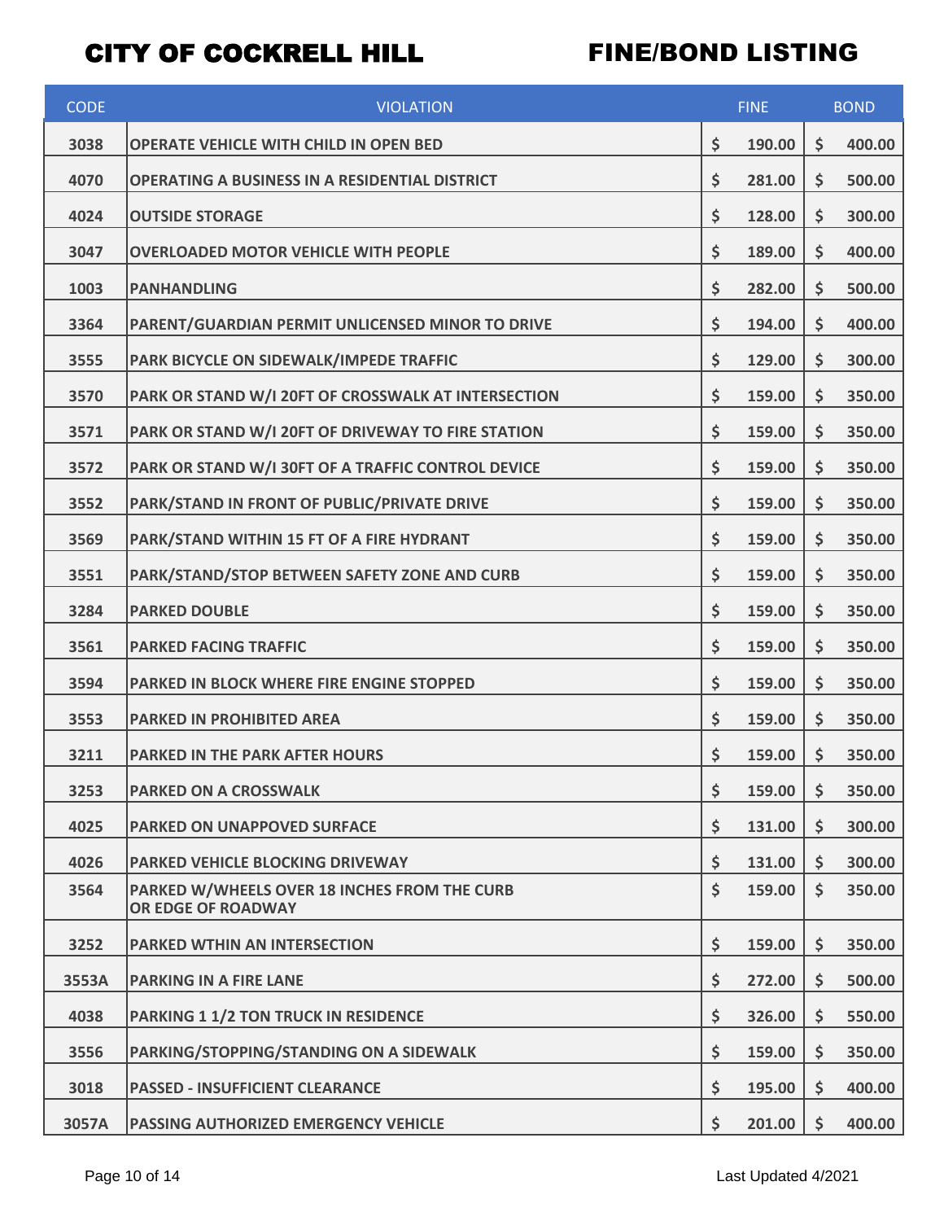# CITY OF COCKRELL HILL FINE/BOND LISTING

| CODE | VIOLATION | FINE | BOND |
|---|---|---|---|
| 3038 | OPERATE VEHICLE WITH CHILD IN OPEN BED | $ 190.00 | $ 400.00 |
| 4070 | OPERATING A BUSINESS IN A RESIDENTIAL DISTRICT | $ 281.00 | $ 500.00 |
| 4024 | OUTSIDE STORAGE | $ 128.00 | $ 300.00 |
| 3047 | OVERLOADED MOTOR VEHICLE WITH PEOPLE | $ 189.00 | $ 400.00 |
| 1003 | PANHANDLING | $ 282.00 | $ 500.00 |
| 3364 | PARENT/GUARDIAN PERMIT UNLICENSED MINOR TO DRIVE | $ 194.00 | $ 400.00 |
| 3555 | PARK BICYCLE ON SIDEWALK/IMPEDE TRAFFIC | $ 129.00 | $ 300.00 |
| 3570 | PARK OR STAND W/I 20FT OF CROSSWALK AT INTERSECTION | $ 159.00 | $ 350.00 |
| 3571 | PARK OR STAND W/I 20FT OF DRIVEWAY TO FIRE STATION | $ 159.00 | $ 350.00 |
| 3572 | PARK OR STAND W/I 30FT OF A TRAFFIC CONTROL DEVICE | $ 159.00 | $ 350.00 |
| 3552 | PARK/STAND IN FRONT OF PUBLIC/PRIVATE DRIVE | $ 159.00 | $ 350.00 |
| 3569 | PARK/STAND WITHIN 15 FT OF A FIRE HYDRANT | $ 159.00 | $ 350.00 |
| 3551 | PARK/STAND/STOP BETWEEN SAFETY ZONE AND CURB | $ 159.00 | $ 350.00 |
| 3284 | PARKED DOUBLE | $ 159.00 | $ 350.00 |
| 3561 | PARKED FACING TRAFFIC | $ 159.00 | $ 350.00 |
| 3594 | PARKED IN BLOCK WHERE FIRE ENGINE STOPPED | $ 159.00 | $ 350.00 |
| 3553 | PARKED IN PROHIBITED AREA | $ 159.00 | $ 350.00 |
| 3211 | PARKED IN THE PARK AFTER HOURS | $ 159.00 | $ 350.00 |
| 3253 | PARKED ON A CROSSWALK | $ 159.00 | $ 350.00 |
| 4025 | PARKED ON UNAPPOVED SURFACE | $ 131.00 | $ 300.00 |
| 4026 | PARKED VEHICLE BLOCKING DRIVEWAY | $ 131.00 | $ 300.00 |
| 3564 | PARKED W/WHEELS OVER 18 INCHES FROM THE CURB OR EDGE OF ROADWAY | $ 159.00 | $ 350.00 |
| 3252 | PARKED WTHIN AN INTERSECTION | $ 159.00 | $ 350.00 |
| 3553A | PARKING IN A FIRE LANE | $ 272.00 | $ 500.00 |
| 4038 | PARKING 1 1/2 TON TRUCK IN RESIDENCE | $ 326.00 | $ 550.00 |
| 3556 | PARKING/STOPPING/STANDING ON A SIDEWALK | $ 159.00 | $ 350.00 |
| 3018 | PASSED - INSUFFICIENT CLEARANCE | $ 195.00 | $ 400.00 |
| 3057A | PASSING AUTHORIZED EMERGENCY VEHICLE | $ 201.00 | $ 400.00 |

Last Updated 4/2021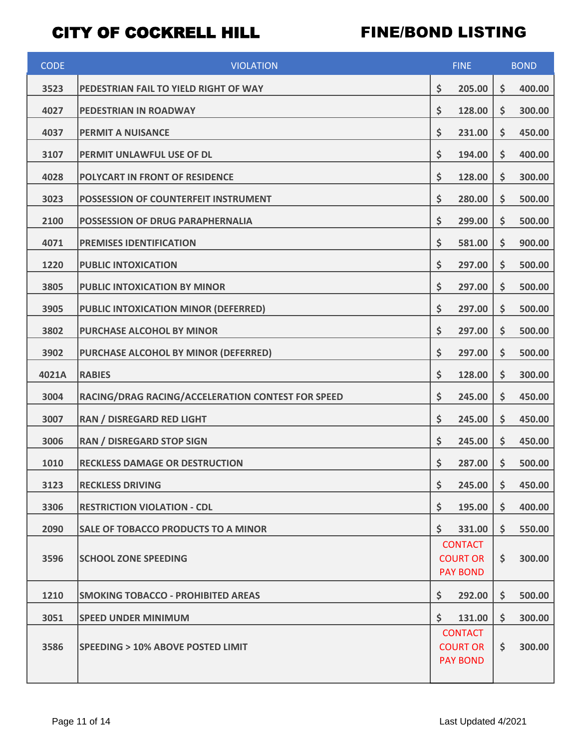# CITY OF COCKRELL HILL

# FINE/BOND LISTING

| CODE | VIOLATION | FINE | BOND |
|---|---|---|---|
| 3523 | PEDESTRIAN FAIL TO YIELD RIGHT OF WAY | $ 205.00 | $ 400.00 |
| 4027 | PEDESTRIAN IN ROADWAY | $ 128.00 | $ 300.00 |
| 4037 | PERMIT A NUISANCE | $ 231.00 | $ 450.00 |
| 3107 | PERMIT UNLAWFUL USE OF DL | $ 194.00 | $ 400.00 |
| 4028 | POLYCART IN FRONT OF RESIDENCE | $ 128.00 | $ 300.00 |
| 3023 | POSSESSION OF COUNTERFEIT INSTRUMENT | $ 280.00 | $ 500.00 |
| 2100 | POSSESSION OF DRUG PARAPHERNALIA | $ 299.00 | $ 500.00 |
| 4071 | PREMISES IDENTIFICATION | $ 581.00 | $ 900.00 |
| 1220 | PUBLIC INTOXICATION | $ 297.00 | $ 500.00 |
| 3805 | PUBLIC INTOXICATION BY MINOR | $ 297.00 | $ 500.00 |
| 3905 | PUBLIC INTOXICATION MINOR (DEFERRED) | $ 297.00 | $ 500.00 |
| 3802 | PURCHASE ALCOHOL BY MINOR | $ 297.00 | $ 500.00 |
| 3902 | PURCHASE ALCOHOL BY MINOR (DEFERRED) | $ 297.00 | $ 500.00 |
| 4021A | RABIES | $ 128.00 | $ 300.00 |
| 3004 | RACING/DRAG RACING/ACCELERATION CONTEST FOR SPEED | $ 245.00 | $ 450.00 |
| 3007 | RAN / DISREGARD RED LIGHT | $ 245.00 | $ 450.00 |
| 3006 | RAN / DISREGARD STOP SIGN | $ 245.00 | $ 450.00 |
| 1010 | RECKLESS DAMAGE OR DESTRUCTION | $ 287.00 | $ 500.00 |
| 3123 | RECKLESS DRIVING | $ 245.00 | $ 450.00 |
| 3306 | RESTRICTION VIOLATION - CDL | $ 195.00 | $ 400.00 |
| 2090 | SALE OF TOBACCO PRODUCTS TO A MINOR | $ 331.00 | $ 550.00 |
| 3596 | SCHOOL ZONE SPEEDING | CONTACT COURT OR PAY BOND | $ 300.00 |
| 1210 | SMOKING TOBACCO - PROHIBITED AREAS | $ 292.00 | $ 500.00 |
| 3051 | SPEED UNDER MINIMUM | $ 131.00 | $ 300.00 |
| 3586 | SPEEDING > 10% ABOVE POSTED LIMIT | CONTACT COURT OR PAY BOND | $ 300.00 |

Last Updated 4/2021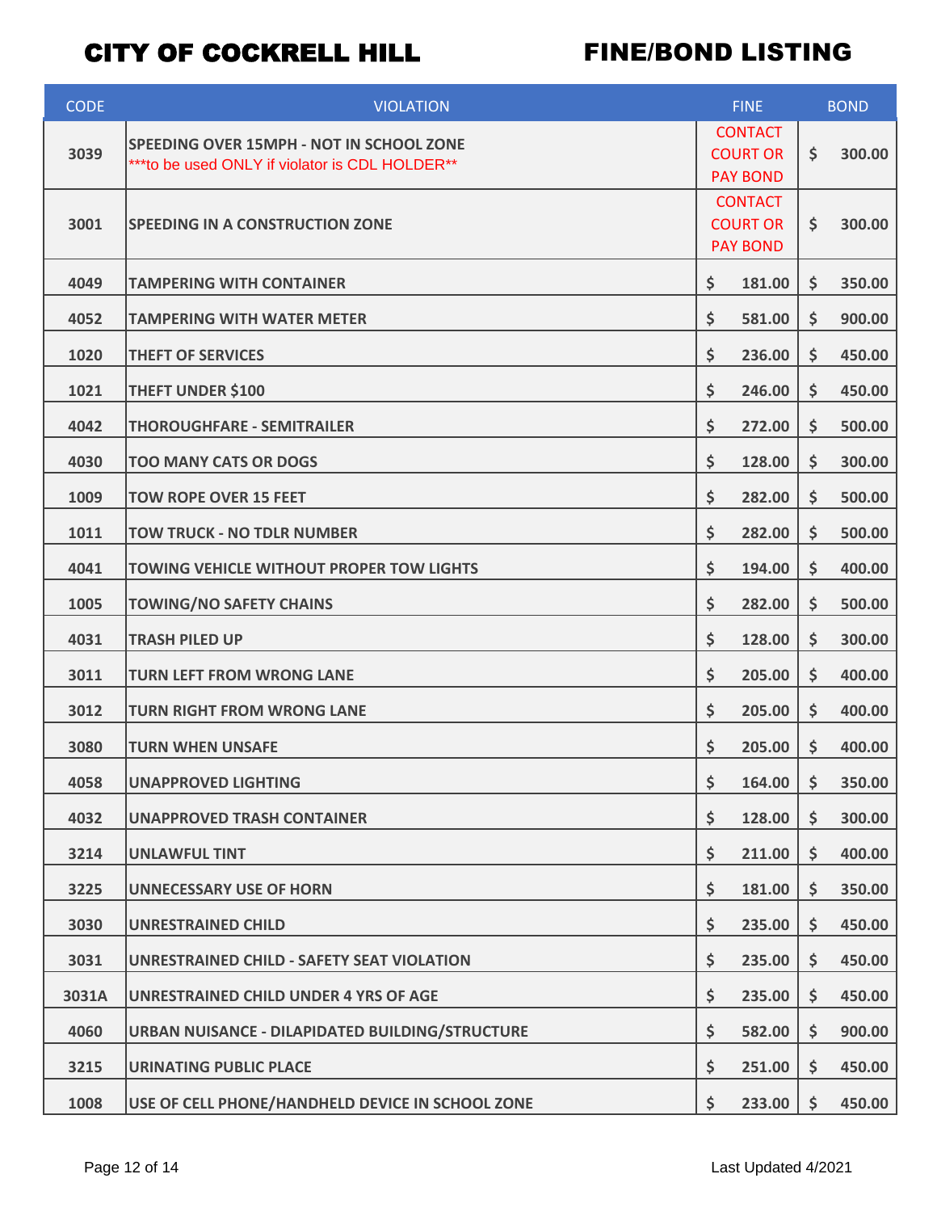# CITY OF COCKRELL HILL — FINE/BOND LISTING

| CODE | VIOLATION | FINE | BOND |
|---|---|---|---|
| 3039 | SPEEDING OVER 15MPH - NOT IN SCHOOL ZONE ***to be used ONLY if violator is CDL HOLDER** | CONTACT COURT OR PAY BOND | $ 300.00 |
| 3001 | SPEEDING IN A CONSTRUCTION ZONE | CONTACT COURT OR PAY BOND | $ 300.00 |
| 4049 | TAMPERING WITH CONTAINER | $ 181.00 | $ 350.00 |
| 4052 | TAMPERING WITH WATER METER | $ 581.00 | $ 900.00 |
| 1020 | THEFT OF SERVICES | $ 236.00 | $ 450.00 |
| 1021 | THEFT UNDER $100 | $ 246.00 | $ 450.00 |
| 4042 | THOROUGHFARE - SEMITRAILER | $ 272.00 | $ 500.00 |
| 4030 | TOO MANY CATS OR DOGS | $ 128.00 | $ 300.00 |
| 1009 | TOW ROPE OVER 15 FEET | $ 282.00 | $ 500.00 |
| 1011 | TOW TRUCK - NO TDLR NUMBER | $ 282.00 | $ 500.00 |
| 4041 | TOWING VEHICLE WITHOUT PROPER TOW LIGHTS | $ 194.00 | $ 400.00 |
| 1005 | TOWING/NO SAFETY CHAINS | $ 282.00 | $ 500.00 |
| 4031 | TRASH PILED UP | $ 128.00 | $ 300.00 |
| 3011 | TURN LEFT FROM WRONG LANE | $ 205.00 | $ 400.00 |
| 3012 | TURN RIGHT FROM WRONG LANE | $ 205.00 | $ 400.00 |
| 3080 | TURN WHEN UNSAFE | $ 205.00 | $ 400.00 |
| 4058 | UNAPPROVED LIGHTING | $ 164.00 | $ 350.00 |
| 4032 | UNAPPROVED TRASH CONTAINER | $ 128.00 | $ 300.00 |
| 3214 | UNLAWFUL TINT | $ 211.00 | $ 400.00 |
| 3225 | UNNECESSARY USE OF HORN | $ 181.00 | $ 350.00 |
| 3030 | UNRESTRAINED CHILD | $ 235.00 | $ 450.00 |
| 3031 | UNRESTRAINED CHILD - SAFETY SEAT VIOLATION | $ 235.00 | $ 450.00 |
| 3031A | UNRESTRAINED CHILD UNDER 4 YRS OF AGE | $ 235.00 | $ 450.00 |
| 4060 | URBAN NUISANCE - DILAPIDATED BUILDING/STRUCTURE | $ 582.00 | $ 900.00 |
| 3215 | URINATING PUBLIC PLACE | $ 251.00 | $ 450.00 |
| 1008 | USE OF CELL PHONE/HANDHELD DEVICE IN SCHOOL ZONE | $ 233.00 | $ 450.00 |

Last Updated 4/2021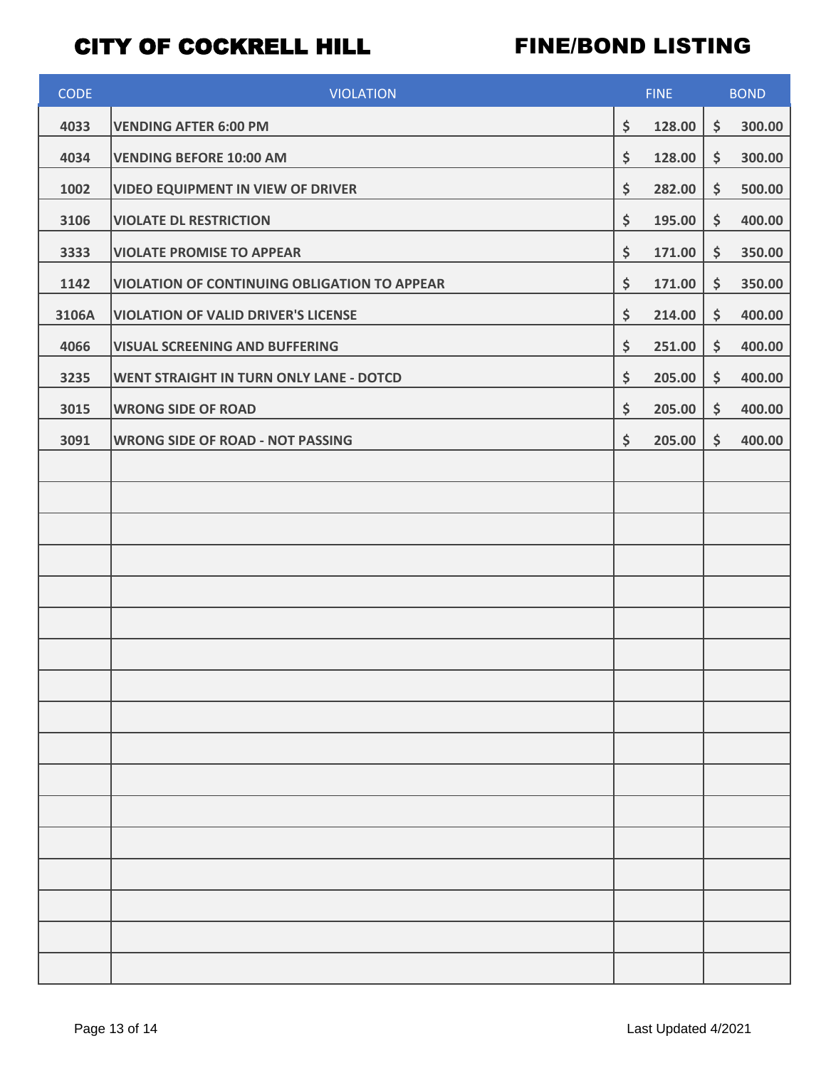# CITY OF COCKRELL HILL

# FINE/BOND LISTING

| CODE | VIOLATION | FINE | BOND |
|---|---|---|---|
| 4033 | VENDING AFTER 6:00 PM | $ 128.00 | $ 300.00 |
| 4034 | VENDING BEFORE 10:00 AM | $ 128.00 | $ 300.00 |
| 1002 | VIDEO EQUIPMENT IN VIEW OF DRIVER | $ 282.00 | $ 500.00 |
| 3106 | VIOLATE DL RESTRICTION | $ 195.00 | $ 400.00 |
| 3333 | VIOLATE PROMISE TO APPEAR | $ 171.00 | $ 350.00 |
| 1142 | VIOLATION OF CONTINUING OBLIGATION TO APPEAR | $ 171.00 | $ 350.00 |
| 3106A | VIOLATION OF VALID DRIVER'S LICENSE | $ 214.00 | $ 400.00 |
| 4066 | VISUAL SCREENING AND BUFFERING | $ 251.00 | $ 400.00 |
| 3235 | WENT STRAIGHT IN TURN ONLY LANE - DOTCD | $ 205.00 | $ 400.00 |
| 3015 | WRONG SIDE OF ROAD | $ 205.00 | $ 400.00 |
| 3091 | WRONG SIDE OF ROAD - NOT PASSING | $ 205.00 | $ 400.00 |

Last Updated 4/2021